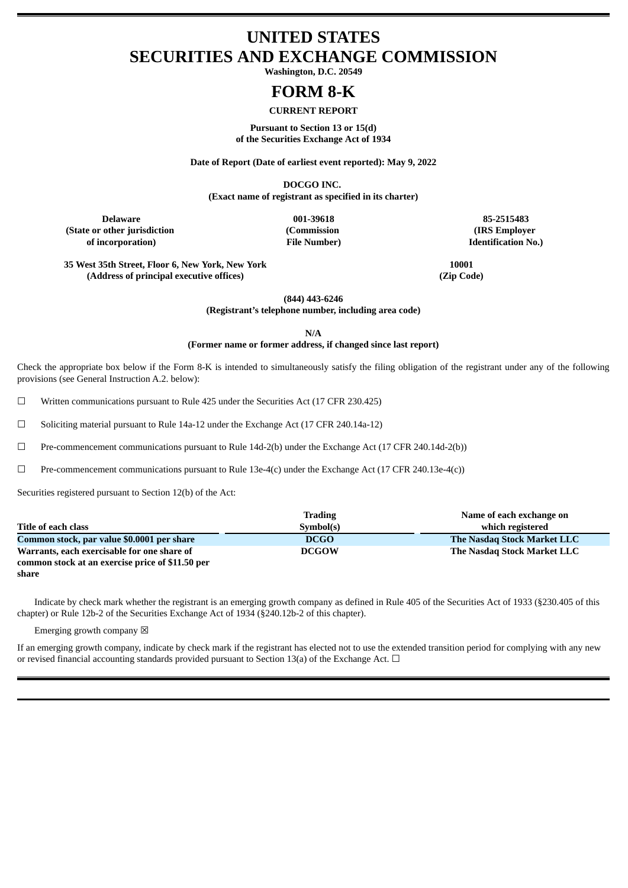# UNITED STATES
# SECURITIES AND EXCHANGE COMMISSION

**Washington, D.C. 20549**

# FORM 8-K

**CURRENT REPORT**

**Pursuant to Section 13 or 15(d)**
**of the Securities Exchange Act of 1934**

**Date of Report (Date of earliest event reported): May 9, 2022**

**DOCGO INC.**
**(Exact name of registrant as specified in its charter)**

| Delaware (State or other jurisdiction of incorporation) | 001-39618 (Commission File Number) | 85-2515483 (IRS Employer Identification No.) |
|---|---|---|

| 35 West 35th Street, Floor 6, New York, New York (Address of principal executive offices) | 10001 (Zip Code) |
|---|---|

**(844) 443-6246**
**(Registrant's telephone number, including area code)**

**N/A**
**(Former name or former address, if changed since last report)**

Check the appropriate box below if the Form 8-K is intended to simultaneously satisfy the filing obligation of the registrant under any of the following provisions (see General Instruction A.2. below):

☐ Written communications pursuant to Rule 425 under the Securities Act (17 CFR 230.425)

☐ Soliciting material pursuant to Rule 14a-12 under the Exchange Act (17 CFR 240.14a-12)

☐ Pre-commencement communications pursuant to Rule 14d-2(b) under the Exchange Act (17 CFR 240.14d-2(b))

☐ Pre-commencement communications pursuant to Rule 13e-4(c) under the Exchange Act (17 CFR 240.13e-4(c))

Securities registered pursuant to Section 12(b) of the Act:

| Title of each class | Trading Symbol(s) | Name of each exchange on which registered |
|---|---|---|
| Common stock, par value $0.0001 per share | DCGO | The Nasdaq Stock Market LLC |
| Warrants, each exercisable for one share of common stock at an exercise price of $11.50 per share | DCGOW | The Nasdaq Stock Market LLC |

Indicate by check mark whether the registrant is an emerging growth company as defined in Rule 405 of the Securities Act of 1933 (§230.405 of this chapter) or Rule 12b-2 of the Securities Exchange Act of 1934 (§240.12b-2 of this chapter).

Emerging growth company ☒

If an emerging growth company, indicate by check mark if the registrant has elected not to use the extended transition period for complying with any new or revised financial accounting standards provided pursuant to Section 13(a) of the Exchange Act. ☐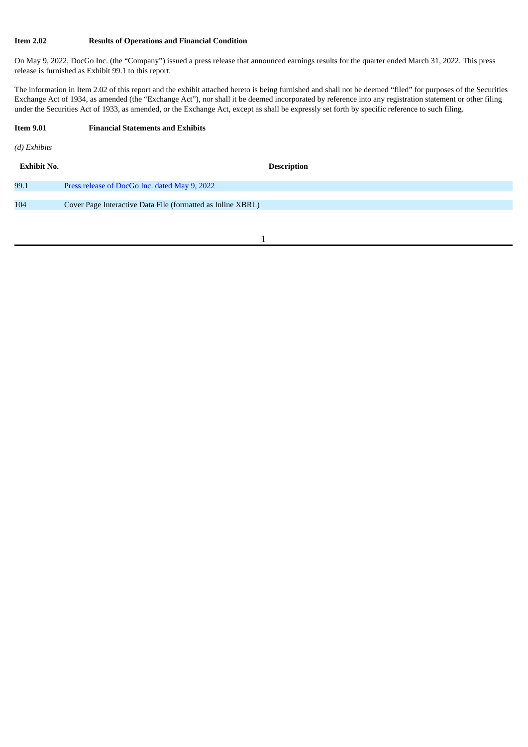**Item 2.02 Results of Operations and Financial Condition**

On May 9, 2022, DocGo Inc. (the "Company") issued a press release that announced earnings results for the quarter ended March 31, 2022. This press release is furnished as Exhibit 99.1 to this report.

The information in Item 2.02 of this report and the exhibit attached hereto is being furnished and shall not be deemed "filed" for purposes of the Securities Exchange Act of 1934, as amended (the "Exchange Act"), nor shall it be deemed incorporated by reference into any registration statement or other filing under the Securities Act of 1933, as amended, or the Exchange Act, except as shall be expressly set forth by specific reference to such filing.

**Item 9.01 Financial Statements and Exhibits**

*(d) Exhibits*

| Exhibit No. | Description |
| --- | --- |
| 99.1 | Press release of DocGo Inc. dated May 9, 2022 |
| 104 | Cover Page Interactive Data File (formatted as Inline XBRL) |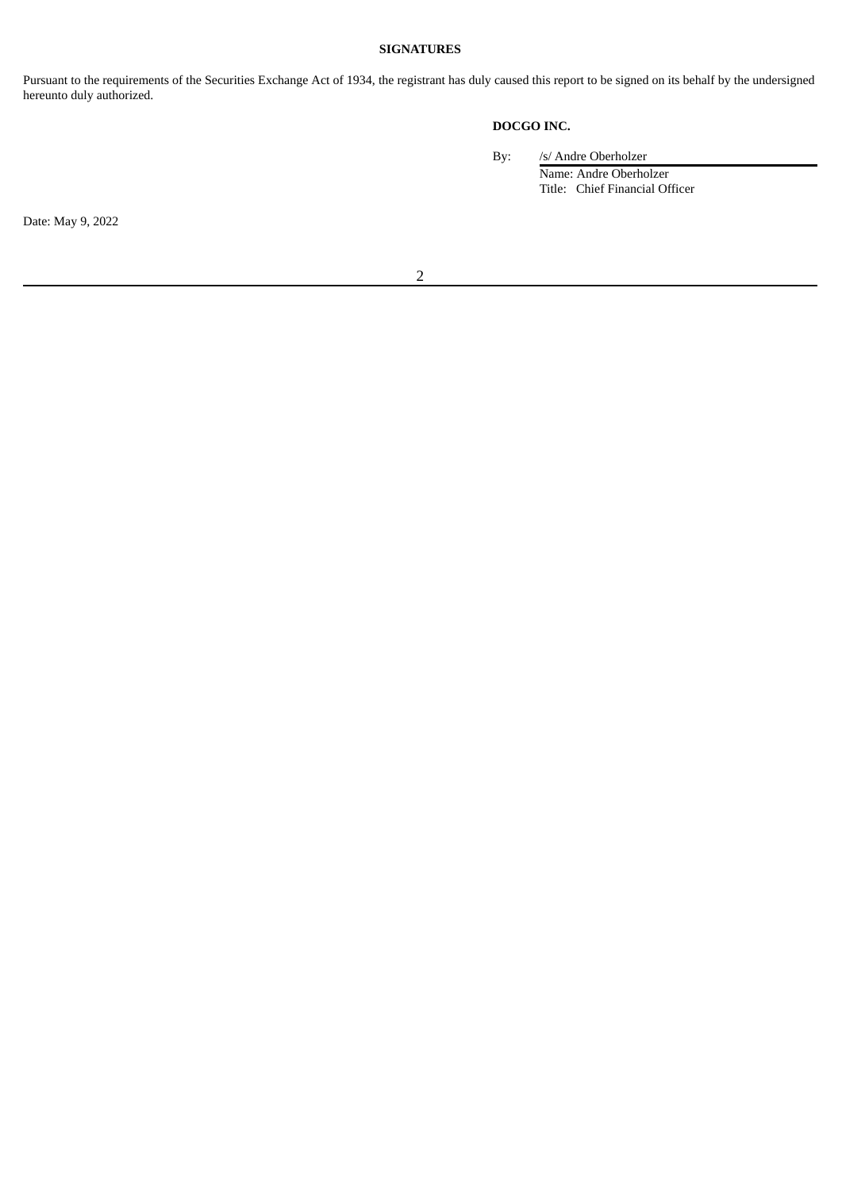**SIGNATURES**

Pursuant to the requirements of the Securities Exchange Act of 1934, the registrant has duly caused this report to be signed on its behalf by the undersigned hereunto duly authorized.

**DOCGO INC.**

By: /s/ Andre Oberholzer
Name: Andre Oberholzer
Title: Chief Financial Officer

Date: May 9, 2022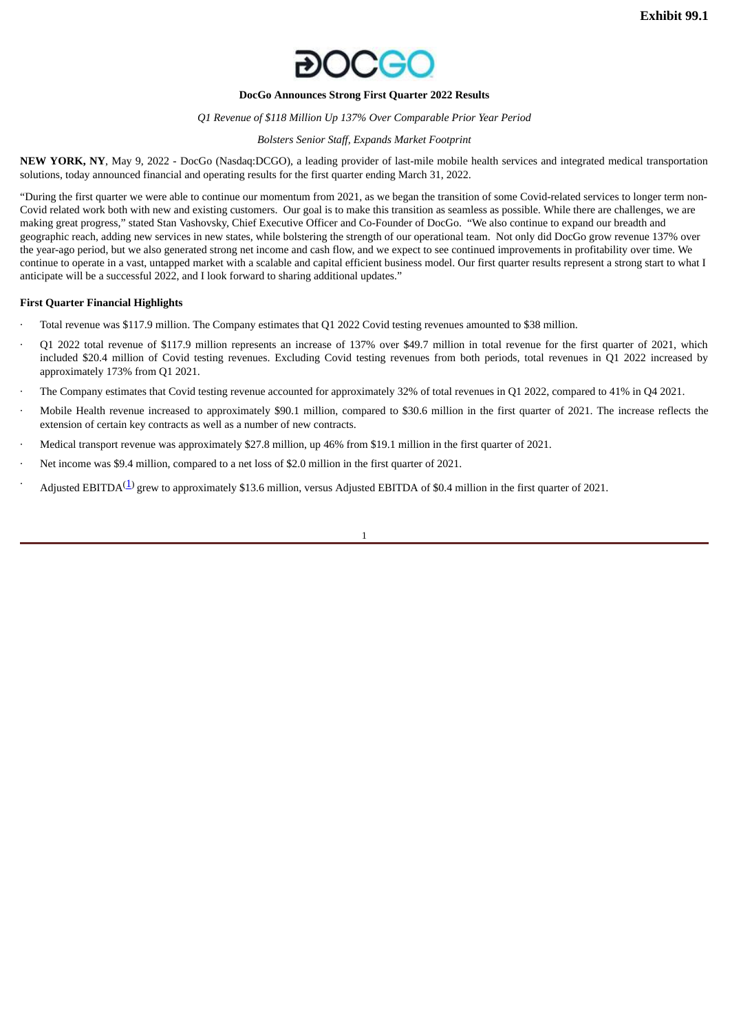Exhibit 99.1

**DocGo Announces Strong First Quarter 2022 Results**

*Q1 Revenue of $118 Million Up 137% Over Comparable Prior Year Period*

*Bolsters Senior Staff, Expands Market Footprint*

**NEW YORK, NY**, May 9, 2022 - DocGo (Nasdaq:DCGO), a leading provider of last-mile mobile health services and integrated medical transportation solutions, today announced financial and operating results for the first quarter ending March 31, 2022.

"During the first quarter we were able to continue our momentum from 2021, as we began the transition of some Covid-related services to longer term non-Covid related work both with new and existing customers. Our goal is to make this transition as seamless as possible. While there are challenges, we are making great progress," stated Stan Vashovsky, Chief Executive Officer and Co-Founder of DocGo. "We also continue to expand our breadth and geographic reach, adding new services in new states, while bolstering the strength of our operational team. Not only did DocGo grow revenue 137% over the year-ago period, but we also generated strong net income and cash flow, and we expect to see continued improvements in profitability over time. We continue to operate in a vast, untapped market with a scalable and capital efficient business model. Our first quarter results represent a strong start to what I anticipate will be a successful 2022, and I look forward to sharing additional updates."

**First Quarter Financial Highlights**

- Total revenue was $117.9 million. The Company estimates that Q1 2022 Covid testing revenues amounted to $38 million.
- Q1 2022 total revenue of $117.9 million represents an increase of 137% over $49.7 million in total revenue for the first quarter of 2021, which included $20.4 million of Covid testing revenues. Excluding Covid testing revenues from both periods, total revenues in Q1 2022 increased by approximately 173% from Q1 2021.
- The Company estimates that Covid testing revenue accounted for approximately 32% of total revenues in Q1 2022, compared to 41% in Q4 2021.
- Mobile Health revenue increased to approximately $90.1 million, compared to $30.6 million in the first quarter of 2021. The increase reflects the extension of certain key contracts as well as a number of new contracts.
- Medical transport revenue was approximately $27.8 million, up 46% from $19.1 million in the first quarter of 2021.
- Net income was $9.4 million, compared to a net loss of $2.0 million in the first quarter of 2021.
- Adjusted EBITDA[(1)] grew to approximately $13.6 million, versus Adjusted EBITDA of $0.4 million in the first quarter of 2021.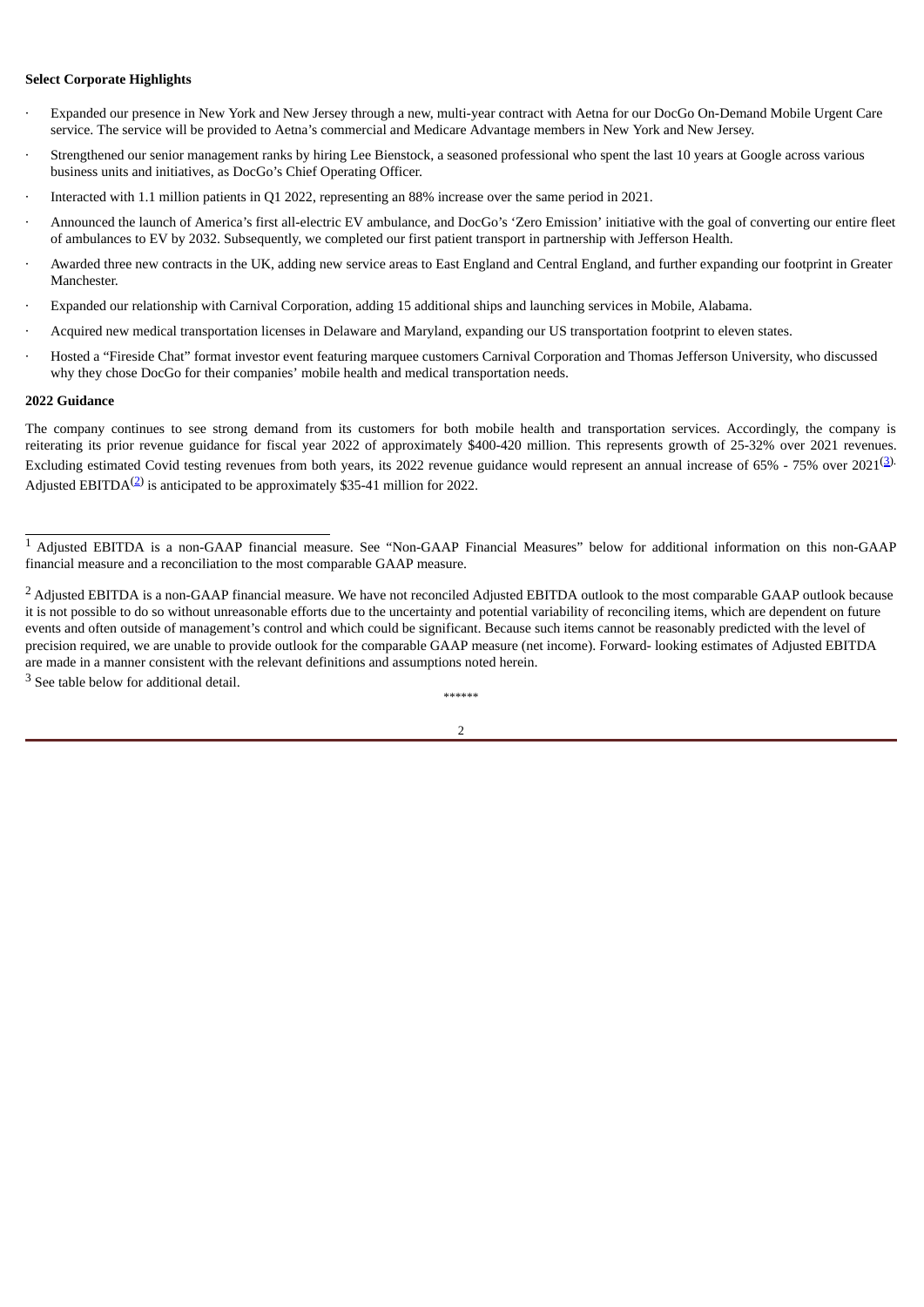**Select Corporate Highlights**

- Expanded our presence in New York and New Jersey through a new, multi-year contract with Aetna for our DocGo On-Demand Mobile Urgent Care service. The service will be provided to Aetna's commercial and Medicare Advantage members in New York and New Jersey.
- Strengthened our senior management ranks by hiring Lee Bienstock, a seasoned professional who spent the last 10 years at Google across various business units and initiatives, as DocGo's Chief Operating Officer.
- Interacted with 1.1 million patients in Q1 2022, representing an 88% increase over the same period in 2021.
- Announced the launch of America's first all-electric EV ambulance, and DocGo's 'Zero Emission' initiative with the goal of converting our entire fleet of ambulances to EV by 2032. Subsequently, we completed our first patient transport in partnership with Jefferson Health.
- Awarded three new contracts in the UK, adding new service areas to East England and Central England, and further expanding our footprint in Greater Manchester.
- Expanded our relationship with Carnival Corporation, adding 15 additional ships and launching services in Mobile, Alabama.
- Acquired new medical transportation licenses in Delaware and Maryland, expanding our US transportation footprint to eleven states.
- Hosted a "Fireside Chat" format investor event featuring marquee customers Carnival Corporation and Thomas Jefferson University, who discussed why they chose DocGo for their companies' mobile health and medical transportation needs.

**2022 Guidance**

The company continues to see strong demand from its customers for both mobile health and transportation services. Accordingly, the company is reiterating its prior revenue guidance for fiscal year 2022 of approximately $400-420 million. This represents growth of 25-32% over 2021 revenues. Excluding estimated Covid testing revenues from both years, its 2022 revenue guidance would represent an annual increase of 65% - 75% over 2021[(3)]. Adjusted EBITDA[(2)] is anticipated to be approximately $35-41 million for 2022.

---

[1] Adjusted EBITDA is a non-GAAP financial measure. See "Non-GAAP Financial Measures" below for additional information on this non-GAAP financial measure and a reconciliation to the most comparable GAAP measure.

[2] Adjusted EBITDA is a non-GAAP financial measure. We have not reconciled Adjusted EBITDA outlook to the most comparable GAAP outlook because it is not possible to do so without unreasonable efforts due to the uncertainty and potential variability of reconciling items, which are dependent on future events and often outside of management's control and which could be significant. Because such items cannot be reasonably predicted with the level of precision required, we are unable to provide outlook for the comparable GAAP measure (net income). Forward- looking estimates of Adjusted EBITDA are made in a manner consistent with the relevant definitions and assumptions noted herein.

[3] See table below for additional detail.

******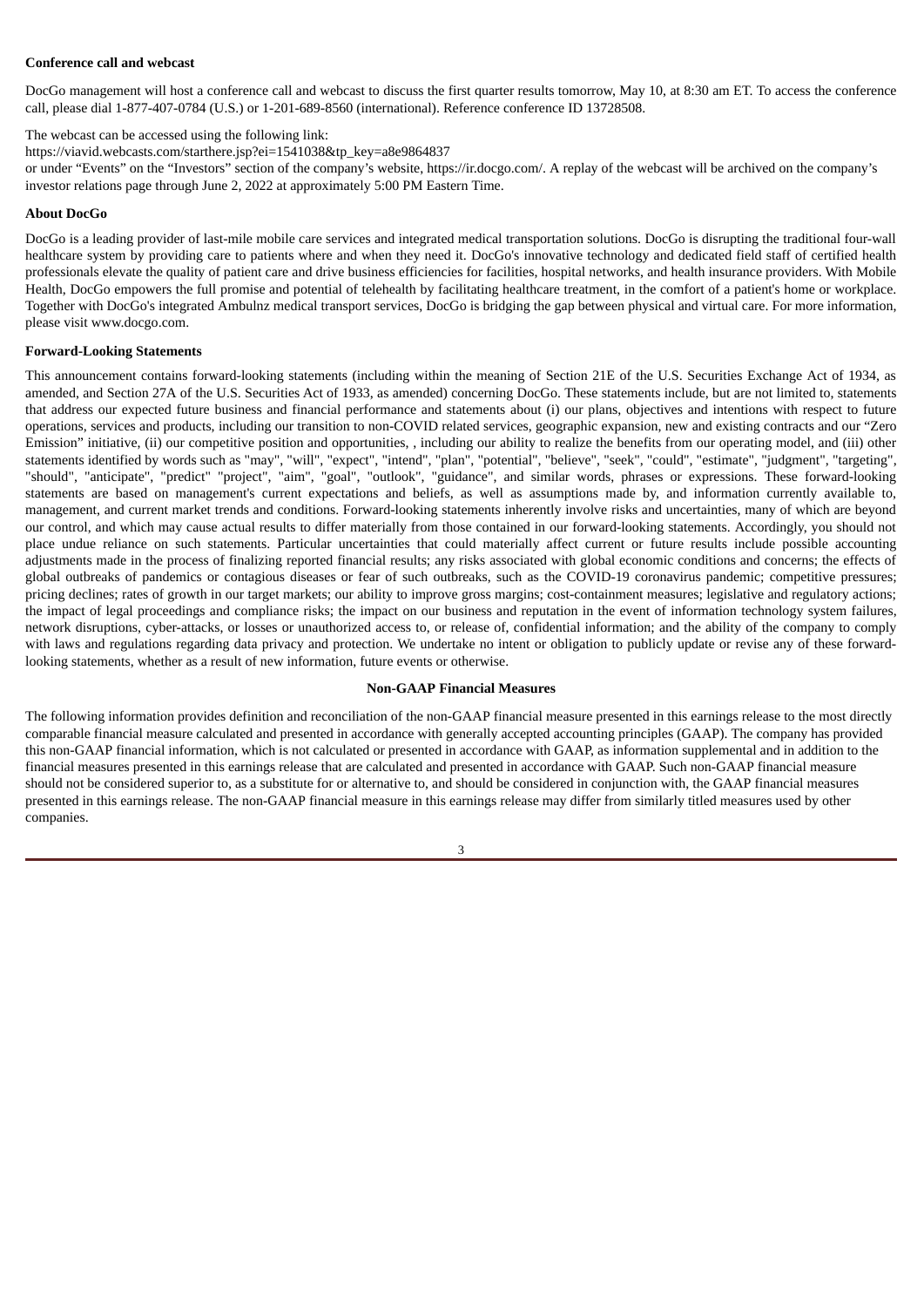**Conference call and webcast**

DocGo management will host a conference call and webcast to discuss the first quarter results tomorrow, May 10, at 8:30 am ET. To access the conference call, please dial 1-877-407-0784 (U.S.) or 1-201-689-8560 (international). Reference conference ID 13728508.

The webcast can be accessed using the following link:

https://viavid.webcasts.com/starthere.jsp?ei=1541038&tp_key=a8e9864837

or under "Events" on the "Investors" section of the company's website, https://ir.docgo.com/. A replay of the webcast will be archived on the company's investor relations page through June 2, 2022 at approximately 5:00 PM Eastern Time.

**About DocGo**

DocGo is a leading provider of last-mile mobile care services and integrated medical transportation solutions. DocGo is disrupting the traditional four-wall healthcare system by providing care to patients where and when they need it. DocGo's innovative technology and dedicated field staff of certified health professionals elevate the quality of patient care and drive business efficiencies for facilities, hospital networks, and health insurance providers. With Mobile Health, DocGo empowers the full promise and potential of telehealth by facilitating healthcare treatment, in the comfort of a patient's home or workplace. Together with DocGo's integrated Ambulnz medical transport services, DocGo is bridging the gap between physical and virtual care. For more information, please visit www.docgo.com.

**Forward-Looking Statements**

This announcement contains forward-looking statements (including within the meaning of Section 21E of the U.S. Securities Exchange Act of 1934, as amended, and Section 27A of the U.S. Securities Act of 1933, as amended) concerning DocGo. These statements include, but are not limited to, statements that address our expected future business and financial performance and statements about (i) our plans, objectives and intentions with respect to future operations, services and products, including our transition to non-COVID related services, geographic expansion, new and existing contracts and our "Zero Emission" initiative, (ii) our competitive position and opportunities, , including our ability to realize the benefits from our operating model, and (iii) other statements identified by words such as "may", "will", "expect", "intend", "plan", "potential", "believe", "seek", "could", "estimate", "judgment", "targeting", "should", "anticipate", "predict" "project", "aim", "goal", "outlook", "guidance", and similar words, phrases or expressions. These forward-looking statements are based on management's current expectations and beliefs, as well as assumptions made by, and information currently available to, management, and current market trends and conditions. Forward-looking statements inherently involve risks and uncertainties, many of which are beyond our control, and which may cause actual results to differ materially from those contained in our forward-looking statements. Accordingly, you should not place undue reliance on such statements. Particular uncertainties that could materially affect current or future results include possible accounting adjustments made in the process of finalizing reported financial results; any risks associated with global economic conditions and concerns; the effects of global outbreaks of pandemics or contagious diseases or fear of such outbreaks, such as the COVID-19 coronavirus pandemic; competitive pressures; pricing declines; rates of growth in our target markets; our ability to improve gross margins; cost-containment measures; legislative and regulatory actions; the impact of legal proceedings and compliance risks; the impact on our business and reputation in the event of information technology system failures, network disruptions, cyber-attacks, or losses or unauthorized access to, or release of, confidential information; and the ability of the company to comply with laws and regulations regarding data privacy and protection. We undertake no intent or obligation to publicly update or revise any of these forward-looking statements, whether as a result of new information, future events or otherwise.

**Non-GAAP Financial Measures**

The following information provides definition and reconciliation of the non-GAAP financial measure presented in this earnings release to the most directly comparable financial measure calculated and presented in accordance with generally accepted accounting principles (GAAP). The company has provided this non-GAAP financial information, which is not calculated or presented in accordance with GAAP, as information supplemental and in addition to the financial measures presented in this earnings release that are calculated and presented in accordance with GAAP. Such non-GAAP financial measure should not be considered superior to, as a substitute for or alternative to, and should be considered in conjunction with, the GAAP financial measures presented in this earnings release. The non-GAAP financial measure in this earnings release may differ from similarly titled measures used by other companies.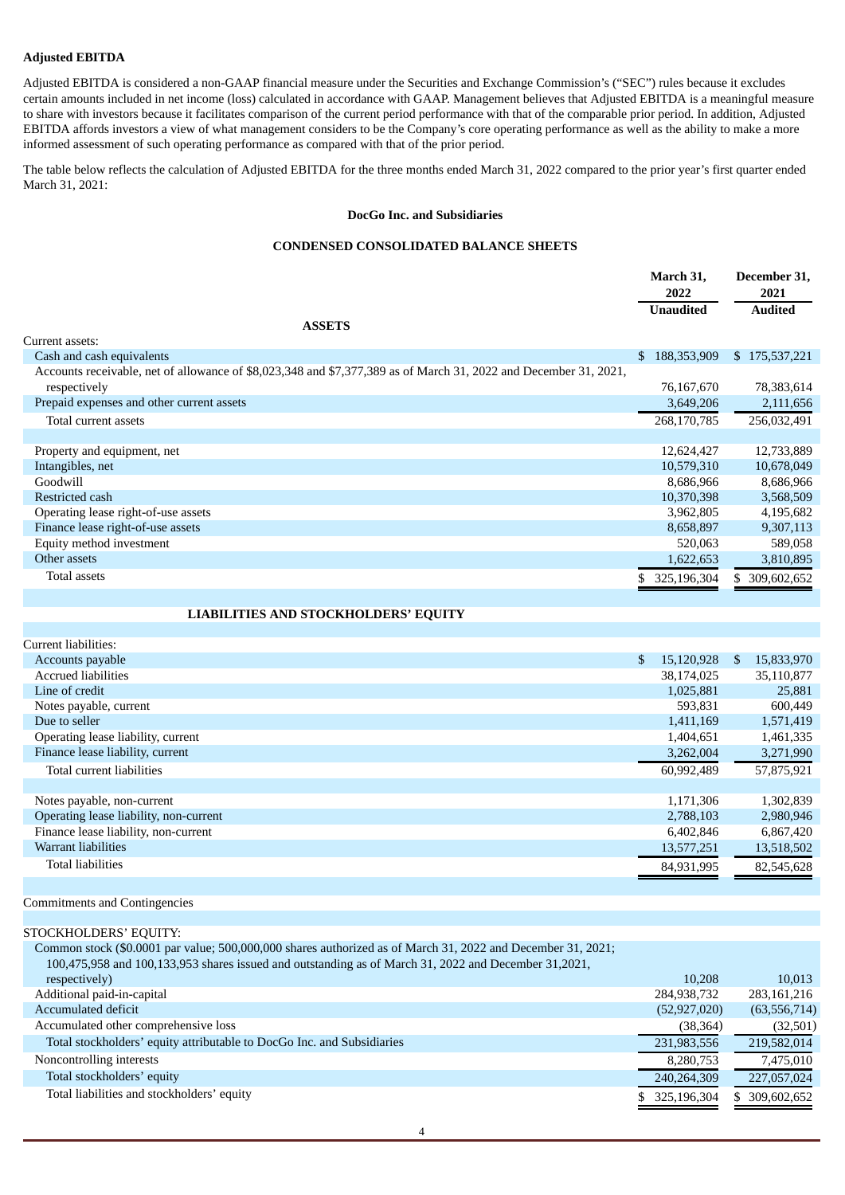**Adjusted EBITDA**

Adjusted EBITDA is considered a non-GAAP financial measure under the Securities and Exchange Commission's ("SEC") rules because it excludes certain amounts included in net income (loss) calculated in accordance with GAAP. Management believes that Adjusted EBITDA is a meaningful measure to share with investors because it facilitates comparison of the current period performance with that of the comparable prior period. In addition, Adjusted EBITDA affords investors a view of what management considers to be the Company's core operating performance as well as the ability to make a more informed assessment of such operating performance as compared with that of the prior period.

The table below reflects the calculation of Adjusted EBITDA for the three months ended March 31, 2022 compared to the prior year's first quarter ended March 31, 2021:

**DocGo Inc. and Subsidiaries**

**CONDENSED CONSOLIDATED BALANCE SHEETS**

| | March 31, 2022 Unaudited | December 31, 2021 Audited |
|---|---|---|
| **ASSETS** | | |
| Current assets: | | |
| Cash and cash equivalents | $ 188,353,909 | $ 175,537,221 |
| Accounts receivable, net of allowance of $8,023,348 and $7,377,389 as of March 31, 2022 and December 31, 2021, respectively | 76,167,670 | 78,383,614 |
| Prepaid expenses and other current assets | 3,649,206 | 2,111,656 |
| Total current assets | 268,170,785 | 256,032,491 |
| | | |
| Property and equipment, net | 12,624,427 | 12,733,889 |
| Intangibles, net | 10,579,310 | 10,678,049 |
| Goodwill | 8,686,966 | 8,686,966 |
| Restricted cash | 10,370,398 | 3,568,509 |
| Operating lease right-of-use assets | 3,962,805 | 4,195,682 |
| Finance lease right-of-use assets | 8,658,897 | 9,307,113 |
| Equity method investment | 520,063 | 589,058 |
| Other assets | 1,622,653 | 3,810,895 |
| Total assets | $ 325,196,304 | $ 309,602,652 |
| | | |
| **LIABILITIES AND STOCKHOLDERS' EQUITY** | | |
| | | |
| Current liabilities: | | |
| Accounts payable | $ 15,120,928 | $ 15,833,970 |
| Accrued liabilities | 38,174,025 | 35,110,877 |
| Line of credit | 1,025,881 | 25,881 |
| Notes payable, current | 593,831 | 600,449 |
| Due to seller | 1,411,169 | 1,571,419 |
| Operating lease liability, current | 1,404,651 | 1,461,335 |
| Finance lease liability, current | 3,262,004 | 3,271,990 |
| Total current liabilities | 60,992,489 | 57,875,921 |
| | | |
| Notes payable, non-current | 1,171,306 | 1,302,839 |
| Operating lease liability, non-current | 2,788,103 | 2,980,946 |
| Finance lease liability, non-current | 6,402,846 | 6,867,420 |
| Warrant liabilities | 13,577,251 | 13,518,502 |
| Total liabilities | 84,931,995 | 82,545,628 |
| | | |
| Commitments and Contingencies | | |
| | | |
| STOCKHOLDERS' EQUITY: | | |
| Common stock ($0.0001 par value; 500,000,000 shares authorized as of March 31, 2022 and December 31, 2021; 100,475,958 and 100,133,953 shares issued and outstanding as of March 31, 2022 and December 31,2021, respectively) | 10,208 | 10,013 |
| Additional paid-in-capital | 284,938,732 | 283,161,216 |
| Accumulated deficit | (52,927,020) | (63,556,714) |
| Accumulated other comprehensive loss | (38,364) | (32,501) |
| Total stockholders' equity attributable to DocGo Inc. and Subsidiaries | 231,983,556 | 219,582,014 |
| Noncontrolling interests | 8,280,753 | 7,475,010 |
| Total stockholders' equity | 240,264,309 | 227,057,024 |
| Total liabilities and stockholders' equity | $ 325,196,304 | $ 309,602,652 |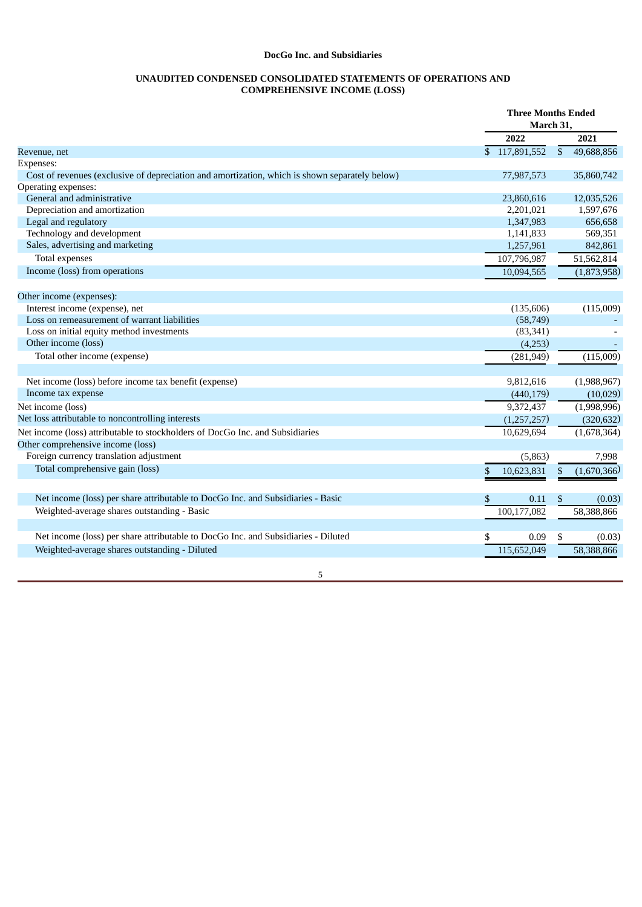**DocGo Inc. and Subsidiaries**

**UNAUDITED CONDENSED CONSOLIDATED STATEMENTS OF OPERATIONS AND COMPREHENSIVE INCOME (LOSS)**

| | Three Months Ended March 31, | |
|---|---|---|
| | 2022 | 2021 |
| Revenue, net | $ 117,891,552 | $ 49,688,856 |
| Expenses: | | |
| Cost of revenues (exclusive of depreciation and amortization, which is shown separately below) | 77,987,573 | 35,860,742 |
| Operating expenses: | | |
| General and administrative | 23,860,616 | 12,035,526 |
| Depreciation and amortization | 2,201,021 | 1,597,676 |
| Legal and regulatory | 1,347,983 | 656,658 |
| Technology and development | 1,141,833 | 569,351 |
| Sales, advertising and marketing | 1,257,961 | 842,861 |
| Total expenses | 107,796,987 | 51,562,814 |
| Income (loss) from operations | 10,094,565 | (1,873,958) |
| | | |
| Other income (expenses): | | |
| Interest income (expense), net | (135,606) | (115,009) |
| Loss on remeasurement of warrant liabilities | (58,749) | - |
| Loss on initial equity method investments | (83,341) | - |
| Other income (loss) | (4,253) | - |
| Total other income (expense) | (281,949) | (115,009) |
| | | |
| Net income (loss) before income tax benefit (expense) | 9,812,616 | (1,988,967) |
| Income tax expense | (440,179) | (10,029) |
| Net income (loss) | 9,372,437 | (1,998,996) |
| Net loss attributable to noncontrolling interests | (1,257,257) | (320,632) |
| Net income (loss) attributable to stockholders of DocGo Inc. and Subsidiaries | 10,629,694 | (1,678,364) |
| Other comprehensive income (loss) | | |
| Foreign currency translation adjustment | (5,863) | 7,998 |
| Total comprehensive gain (loss) | $ 10,623,831 | $ (1,670,366) |
| | | |
| Net income (loss) per share attributable to DocGo Inc. and Subsidiaries - Basic | $ 0.11 | $ (0.03) |
| Weighted-average shares outstanding - Basic | 100,177,082 | 58,388,866 |
| | | |
| Net income (loss) per share attributable to DocGo Inc. and Subsidiaries - Diluted | $ 0.09 | $ (0.03) |
| Weighted-average shares outstanding - Diluted | 115,652,049 | 58,388,866 |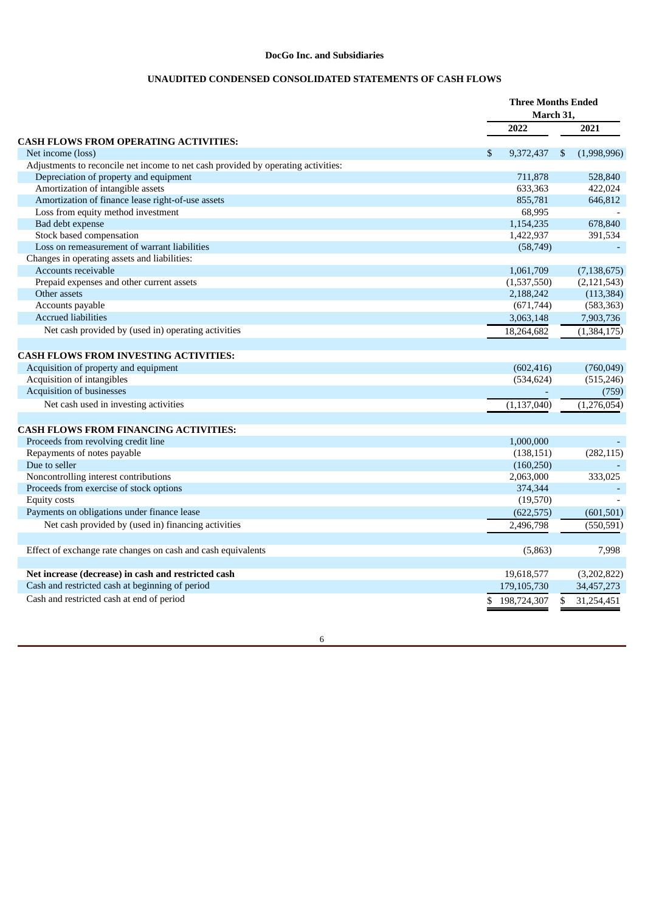**DocGo Inc. and Subsidiaries**

**UNAUDITED CONDENSED CONSOLIDATED STATEMENTS OF CASH FLOWS**

| | Three Months Ended March 31, | |
|---|---|---|
| | 2022 | 2021 |
| **CASH FLOWS FROM OPERATING ACTIVITIES:** | | |
| Net income (loss) | $ 9,372,437 | $ (1,998,996) |
| Adjustments to reconcile net income to net cash provided by operating activities: | | |
| Depreciation of property and equipment | 711,878 | 528,840 |
| Amortization of intangible assets | 633,363 | 422,024 |
| Amortization of finance lease right-of-use assets | 855,781 | 646,812 |
| Loss from equity method investment | 68,995 | - |
| Bad debt expense | 1,154,235 | 678,840 |
| Stock based compensation | 1,422,937 | 391,534 |
| Loss on remeasurement of warrant liabilities | (58,749) | - |
| Changes in operating assets and liabilities: | | |
| Accounts receivable | 1,061,709 | (7,138,675) |
| Prepaid expenses and other current assets | (1,537,550) | (2,121,543) |
| Other assets | 2,188,242 | (113,384) |
| Accounts payable | (671,744) | (583,363) |
| Accrued liabilities | 3,063,148 | 7,903,736 |
| Net cash provided by (used in) operating activities | 18,264,682 | (1,384,175) |
| | | |
| **CASH FLOWS FROM INVESTING ACTIVITIES:** | | |
| Acquisition of property and equipment | (602,416) | (760,049) |
| Acquisition of intangibles | (534,624) | (515,246) |
| Acquisition of businesses | - | (759) |
| Net cash used in investing activities | (1,137,040) | (1,276,054) |
| | | |
| **CASH FLOWS FROM FINANCING ACTIVITIES:** | | |
| Proceeds from revolving credit line | 1,000,000 | - |
| Repayments of notes payable | (138,151) | (282,115) |
| Due to seller | (160,250) | - |
| Noncontrolling interest contributions | 2,063,000 | 333,025 |
| Proceeds from exercise of stock options | 374,344 | - |
| Equity costs | (19,570) | - |
| Payments on obligations under finance lease | (622,575) | (601,501) |
| Net cash provided by (used in) financing activities | 2,496,798 | (550,591) |
| | | |
| Effect of exchange rate changes on cash and cash equivalents | (5,863) | 7,998 |
| | | |
| **Net increase (decrease) in cash and restricted cash** | 19,618,577 | (3,202,822) |
| Cash and restricted cash at beginning of period | 179,105,730 | 34,457,273 |
| Cash and restricted cash at end of period | $ 198,724,307 | $ 31,254,451 |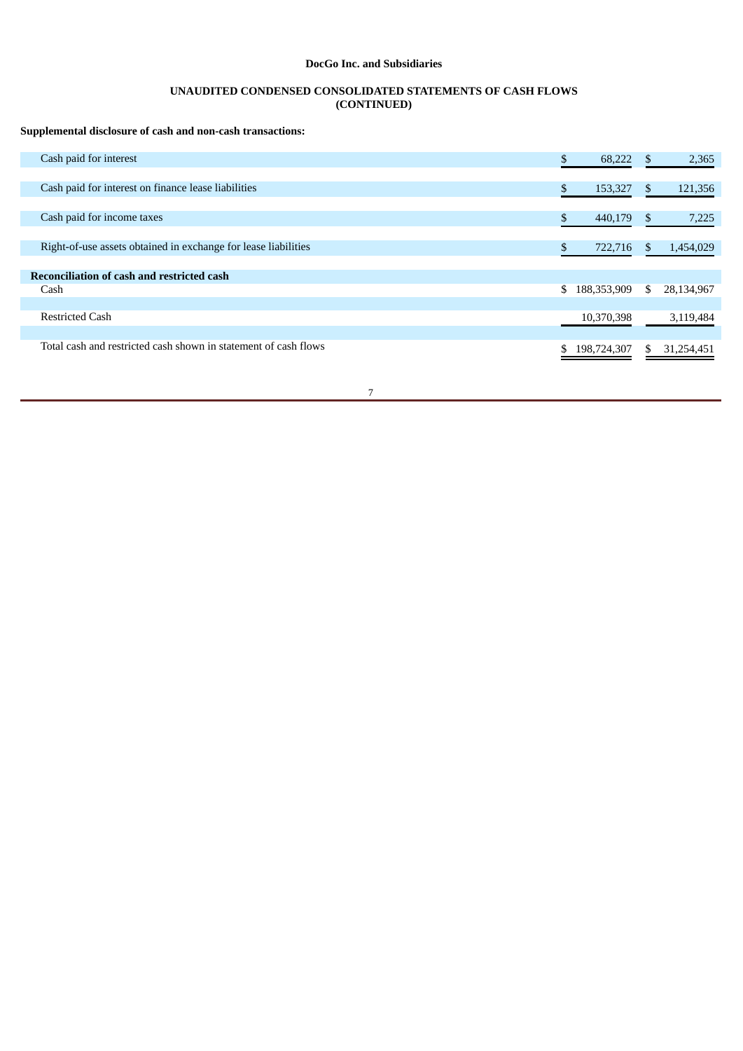**DocGo Inc. and Subsidiaries**

**UNAUDITED CONDENSED CONSOLIDATED STATEMENTS OF CASH FLOWS (CONTINUED)**

**Supplemental disclosure of cash and non-cash transactions:**

| | | |
|---|---|---|
| Cash paid for interest | $ 68,222 | $ 2,365 |
| Cash paid for interest on finance lease liabilities | $ 153,327 | $ 121,356 |
| Cash paid for income taxes | $ 440,179 | $ 7,225 |
| Right-of-use assets obtained in exchange for lease liabilities | $ 722,716 | $ 1,454,029 |
| **Reconciliation of cash and restricted cash** | | |
| Cash | $ 188,353,909 | $ 28,134,967 |
| Restricted Cash | 10,370,398 | 3,119,484 |
| Total cash and restricted cash shown in statement of cash flows | $ 198,724,307 | $ 31,254,451 |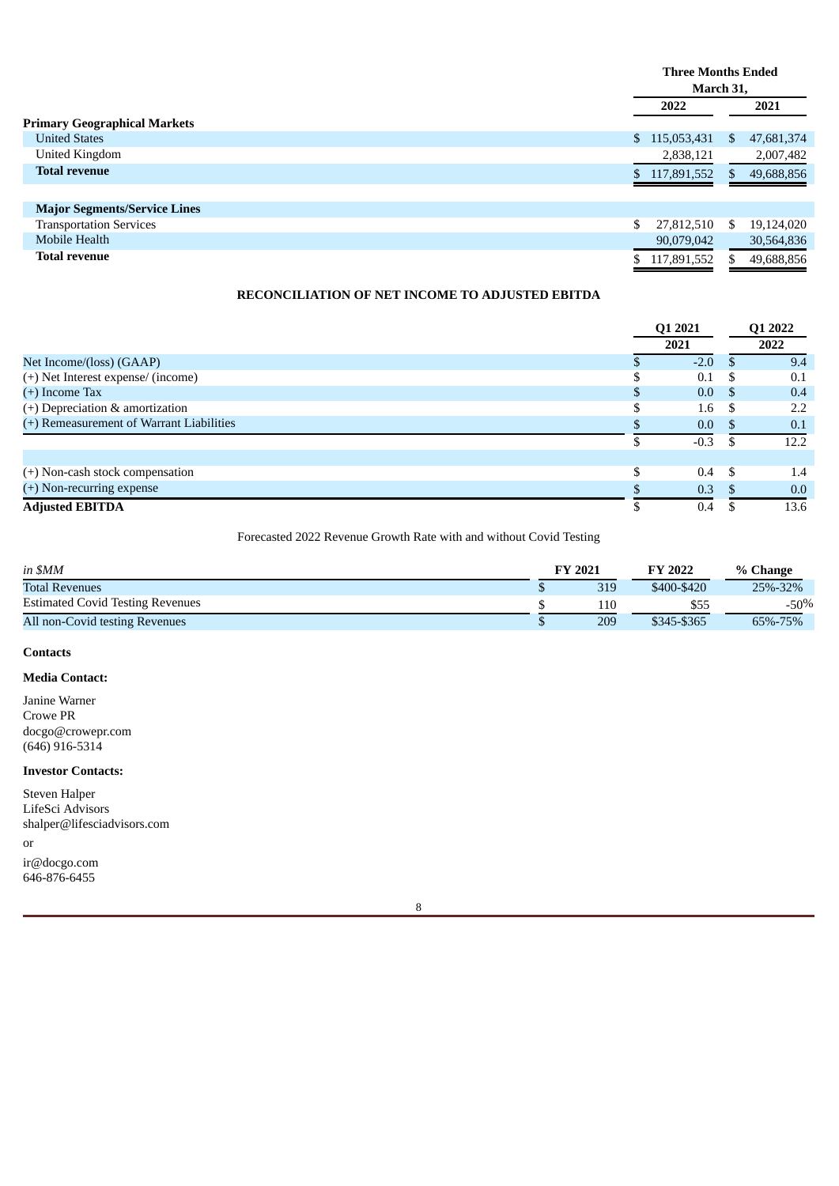| | Three Months Ended March 31, | |
|---|---|---|
| | 2022 | 2021 |
| **Primary Geographical Markets** | | |
| United States | $ 115,053,431 | $ 47,681,374 |
| United Kingdom | 2,838,121 | 2,007,482 |
| **Total revenue** | $ 117,891,552 | $ 49,688,856 |
| | | |
| **Major Segments/Service Lines** | | |
| Transportation Services | $ 27,812,510 | $ 19,124,020 |
| Mobile Health | 90,079,042 | 30,564,836 |
| **Total revenue** | $ 117,891,552 | $ 49,688,856 |

**RECONCILIATION OF NET INCOME TO ADJUSTED EBITDA**

| | Q1 2021 | Q1 2022 |
|---|---|---|
| | 2021 | 2022 |
| Net Income/(loss) (GAAP) | $ -2.0 | $ 9.4 |
| (+) Net Interest expense/ (income) | $ 0.1 | $ 0.1 |
| (+) Income Tax | $ 0.0 | $ 0.4 |
| (+) Depreciation & amortization | $ 1.6 | $ 2.2 |
| (+) Remeasurement of Warrant Liabilities | $ 0.0 | $ 0.1 |
| | $ -0.3 | $ 12.2 |
| | | |
| (+) Non-cash stock compensation | $ 0.4 | $ 1.4 |
| (+) Non-recurring expense | $ 0.3 | $ 0.0 |
| **Adjusted EBITDA** | $ 0.4 | $ 13.6 |

Forecasted 2022 Revenue Growth Rate with and without Covid Testing

| *in $MM* | FY 2021 | FY 2022 | % Change |
|---|---|---|---|
| Total Revenues | $ 319 | $400-$420 | 25%-32% |
| Estimated Covid Testing Revenues | $ 110 | $55 | -50% |
| All non-Covid testing Revenues | $ 209 | $345-$365 | 65%-75% |

**Contacts**

**Media Contact:**

Janine Warner
Crowe PR
docgo@crowepr.com
(646) 916-5314

**Investor Contacts:**

Steven Halper
LifeSci Advisors
shalper@lifesciadvisors.com

or

ir@docgo.com
646-876-6455